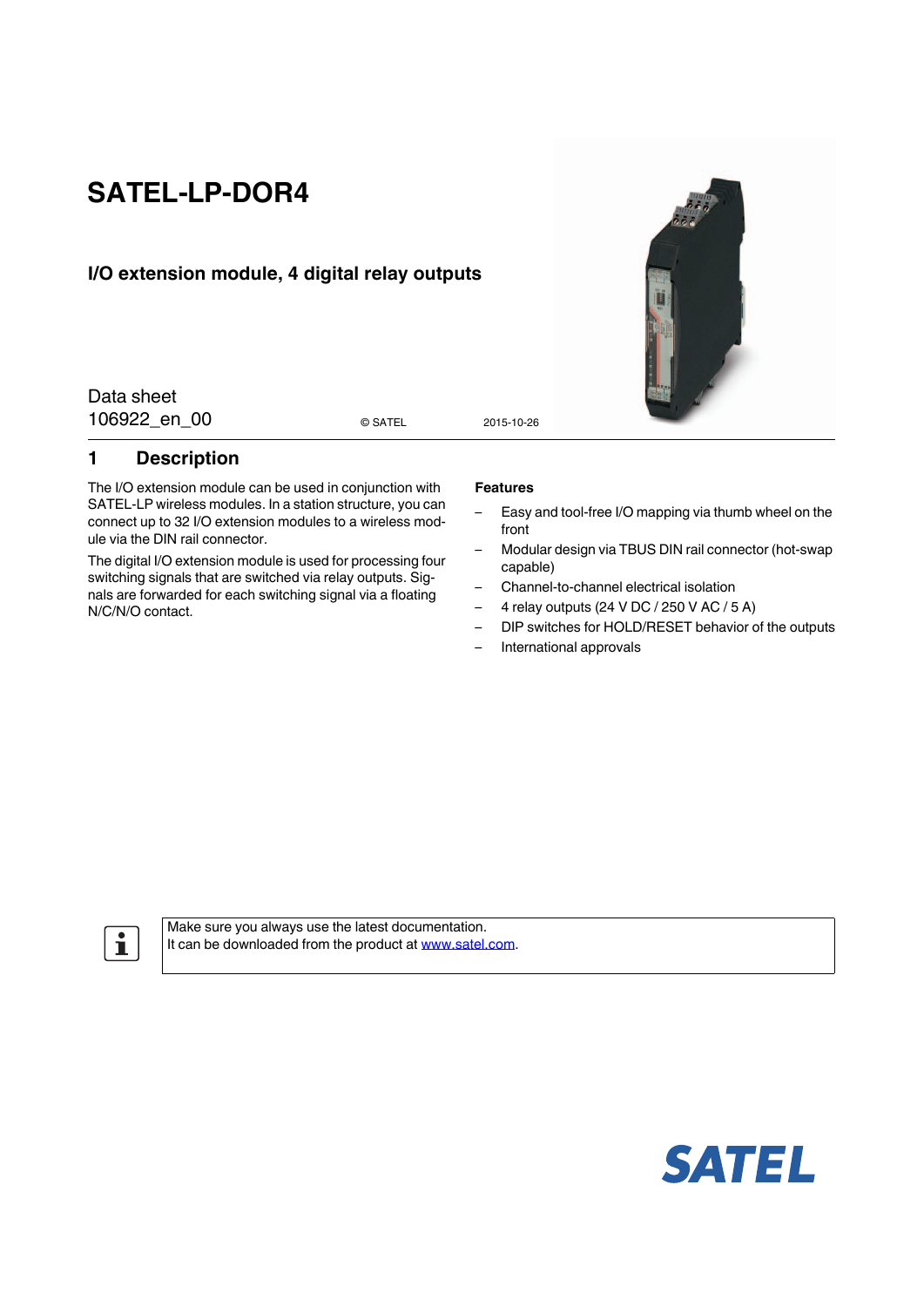# SATEL-LP-DOR4

## I/O extension module, 4 digital relay outputs

Data sheet
106922_en_00

© SATEL 2015-10-26

## 1 Description

The I/O extension module can be used in conjunction with SATEL-LP wireless modules. In a station structure, you can connect up to 32 I/O extension modules to a wireless module via the DIN rail connector.

The digital I/O extension module is used for processing four switching signals that are switched via relay outputs. Signals are forwarded for each switching signal via a floating N/C/N/O contact.

**Features**

- Easy and tool-free I/O mapping via thumb wheel on the front
- Modular design via TBUS DIN rail connector (hot-swap capable)
- Channel-to-channel electrical isolation
- 4 relay outputs (24 V DC / 250 V AC / 5 A)
- DIP switches for HOLD/RESET behavior of the outputs
- International approvals

Make sure you always use the latest documentation.
It can be downloaded from the product at www.satel.com.

SATEL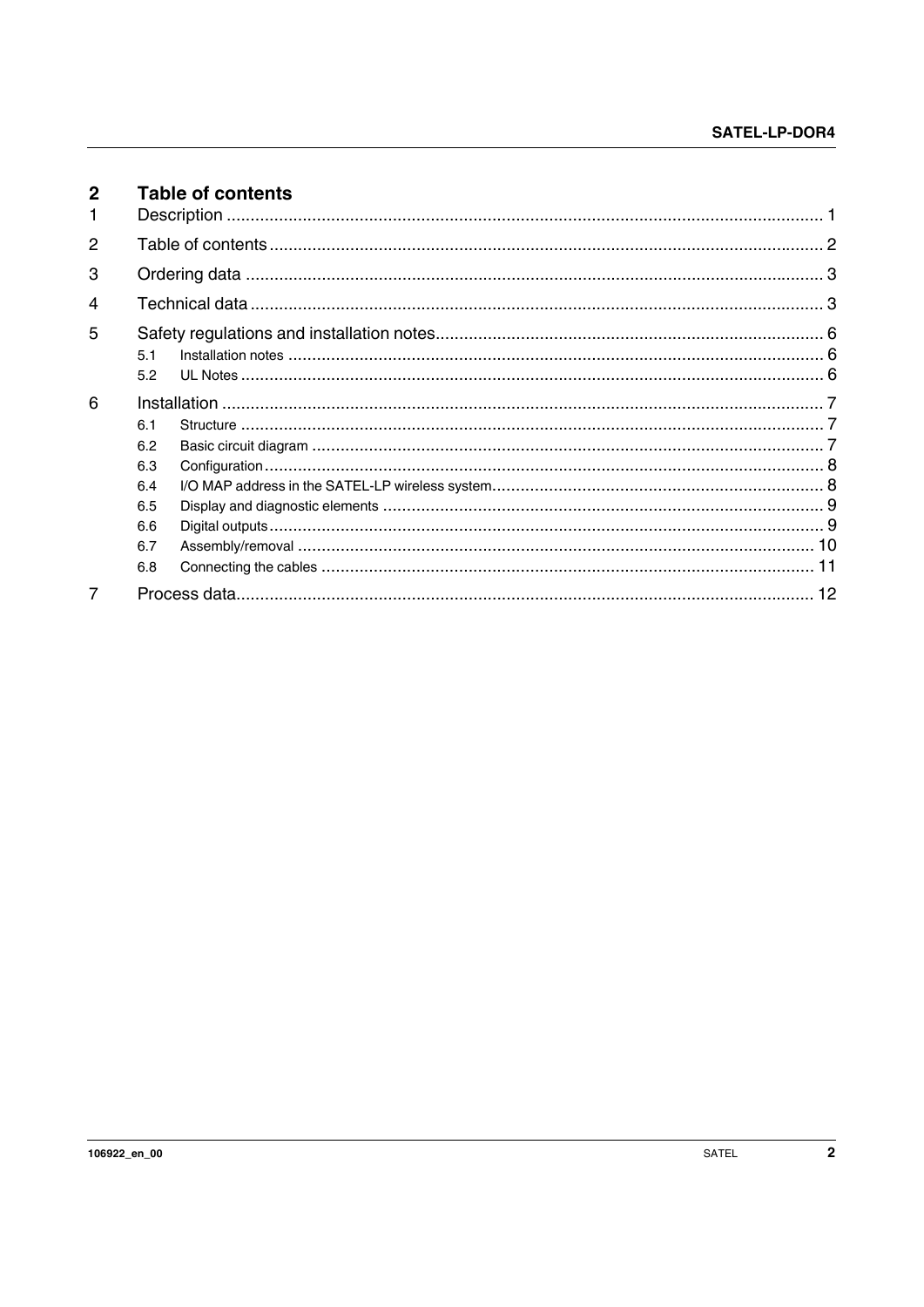# 2 Table of contents

| | | |
|---|---|---|
| 1 | Description | 1 |
| 2 | Table of contents | 2 |
| 3 | Ordering data | 3 |
| 4 | Technical data | 3 |
| 5 | Safety regulations and installation notes | 6 |
| 5.1 | Installation notes | 6 |
| 5.2 | UL Notes | 6 |
| 6 | Installation | 7 |
| 6.1 | Structure | 7 |
| 6.2 | Basic circuit diagram | 7 |
| 6.3 | Configuration | 8 |
| 6.4 | I/O MAP address in the SATEL-LP wireless system | 8 |
| 6.5 | Display and diagnostic elements | 9 |
| 6.6 | Digital outputs | 9 |
| 6.7 | Assembly/removal | 10 |
| 6.8 | Connecting the cables | 11 |
| 7 | Process data | 12 |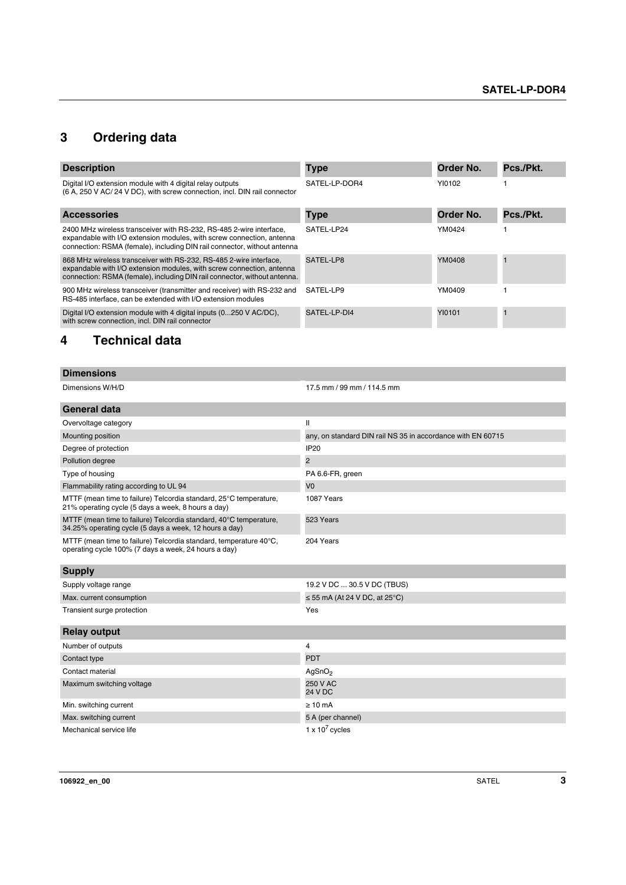## 3 Ordering data

| Description | Type | Order No. | Pcs./Pkt. |
|---|---|---|---|
| Digital I/O extension module with 4 digital relay outputs (6 A, 250 V AC/ 24 V DC), with screw connection, incl. DIN rail connector | SATEL-LP-DOR4 | YI0102 | 1 |

| Accessories | Type | Order No. | Pcs./Pkt. |
|---|---|---|---|
| 2400 MHz wireless transceiver with RS-232, RS-485 2-wire interface, expandable with I/O extension modules, with screw connection, antenna connection: RSMA (female), including DIN rail connector, without antenna | SATEL-LP24 | YM0424 | 1 |
| 868 MHz wireless transceiver with RS-232, RS-485 2-wire interface, expandable with I/O extension modules, with screw connection, antenna connection: RSMA (female), including DIN rail connector, without antenna. | SATEL-LP8 | YM0408 | 1 |
| 900 MHz wireless transceiver (transmitter and receiver) with RS-232 and RS-485 interface, can be extended with I/O extension modules | SATEL-LP9 | YM0409 | 1 |
| Digital I/O extension module with 4 digital inputs (0...250 V AC/DC), with screw connection, incl. DIN rail connector | SATEL-LP-DI4 | YI0101 | 1 |

## 4 Technical data

| Dimensions | |
|---|---|
| Dimensions W/H/D | 17.5 mm / 99 mm / 114.5 mm |

| General data | |
|---|---|
| Overvoltage category | II |
| Mounting position | any, on standard DIN rail NS 35 in accordance with EN 60715 |
| Degree of protection | IP20 |
| Pollution degree | 2 |
| Type of housing | PA 6.6-FR, green |
| Flammability rating according to UL 94 | V0 |
| MTTF (mean time to failure) Telcordia standard, 25°C temperature, 21% operating cycle (5 days a week, 8 hours a day) | 1087 Years |
| MTTF (mean time to failure) Telcordia standard, 40°C temperature, 34.25% operating cycle (5 days a week, 12 hours a day) | 523 Years |
| MTTF (mean time to failure) Telcordia standard, temperature 40°C, operating cycle 100% (7 days a week, 24 hours a day) | 204 Years |

| Supply | |
|---|---|
| Supply voltage range | 19.2 V DC ... 30.5 V DC (TBUS) |
| Max. current consumption | ≤ 55 mA (At 24 V DC, at 25°C) |
| Transient surge protection | Yes |

| Relay output | |
|---|---|
| Number of outputs | 4 |
| Contact type | PDT |
| Contact material | $AgSnO_2$ |
| Maximum switching voltage | 250 V AC<br>24 V DC |
| Min. switching current | ≥ 10 mA |
| Max. switching current | 5 A (per channel) |
| Mechanical service life | $1 \times 10^7$ cycles |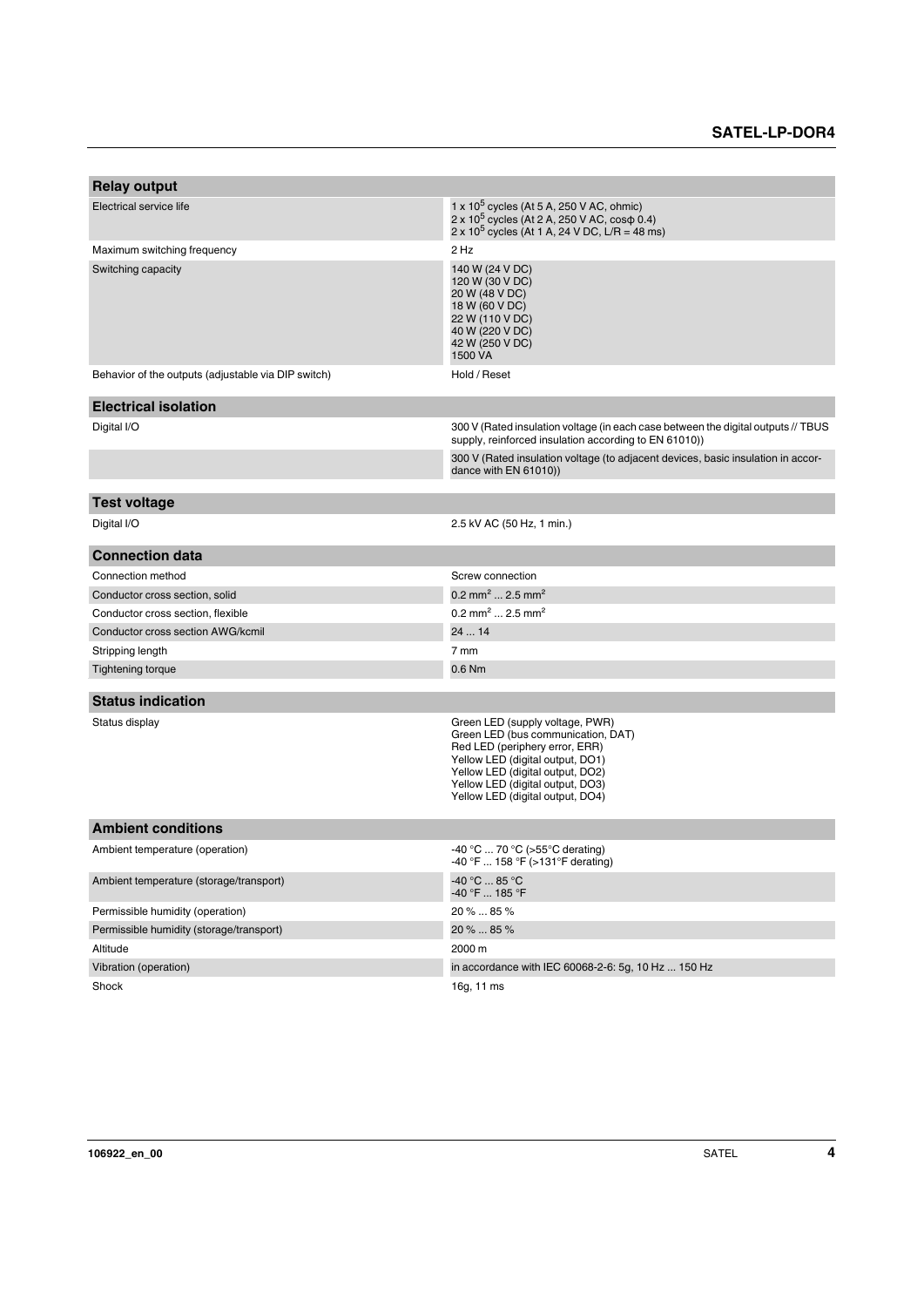| Relay output | |
|---|---|
| Electrical service life | 1 x $10^5$ cycles (At 5 A, 250 V AC, ohmic)<br>2 x $10^5$ cycles (At 2 A, 250 V AC, cosφ 0.4)<br>2 x $10^5$ cycles (At 1 A, 24 V DC, L/R = 48 ms) |
| Maximum switching frequency | 2 Hz |
| Switching capacity | 140 W (24 V DC)<br>120 W (30 V DC)<br>20 W (48 V DC)<br>18 W (60 V DC)<br>22 W (110 V DC)<br>40 W (220 V DC)<br>42 W (250 V DC)<br>1500 VA |
| Behavior of the outputs (adjustable via DIP switch) | Hold / Reset |

| Electrical isolation | |
|---|---|
| Digital I/O | 300 V (Rated insulation voltage (in each case between the digital outputs // TBUS supply, reinforced insulation according to EN 61010)) |
| | 300 V (Rated insulation voltage (to adjacent devices, basic insulation in accordance with EN 61010)) |

| Test voltage | |
|---|---|
| Digital I/O | 2.5 kV AC (50 Hz, 1 min.) |

| Connection data | |
|---|---|
| Connection method | Screw connection |
| Conductor cross section, solid | 0.2 mm² ... 2.5 mm² |
| Conductor cross section, flexible | 0.2 mm² ... 2.5 mm² |
| Conductor cross section AWG/kcmil | 24 ... 14 |
| Stripping length | 7 mm |
| Tightening torque | 0.6 Nm |

| Status indication | |
|---|---|
| Status display | Green LED (supply voltage, PWR)<br>Green LED (bus communication, DAT)<br>Red LED (periphery error, ERR)<br>Yellow LED (digital output, DO1)<br>Yellow LED (digital output, DO2)<br>Yellow LED (digital output, DO3)<br>Yellow LED (digital output, DO4) |

| Ambient conditions | |
|---|---|
| Ambient temperature (operation) | -40 °C ... 70 °C (>55°C derating)<br>-40 °F ... 158 °F (>131°F derating) |
| Ambient temperature (storage/transport) | -40 °C ... 85 °C<br>-40 °F ... 185 °F |
| Permissible humidity (operation) | 20 % ... 85 % |
| Permissible humidity (storage/transport) | 20 % ... 85 % |
| Altitude | 2000 m |
| Vibration (operation) | in accordance with IEC 60068-2-6: 5g, 10 Hz ... 150 Hz |
| Shock | 16g, 11 ms |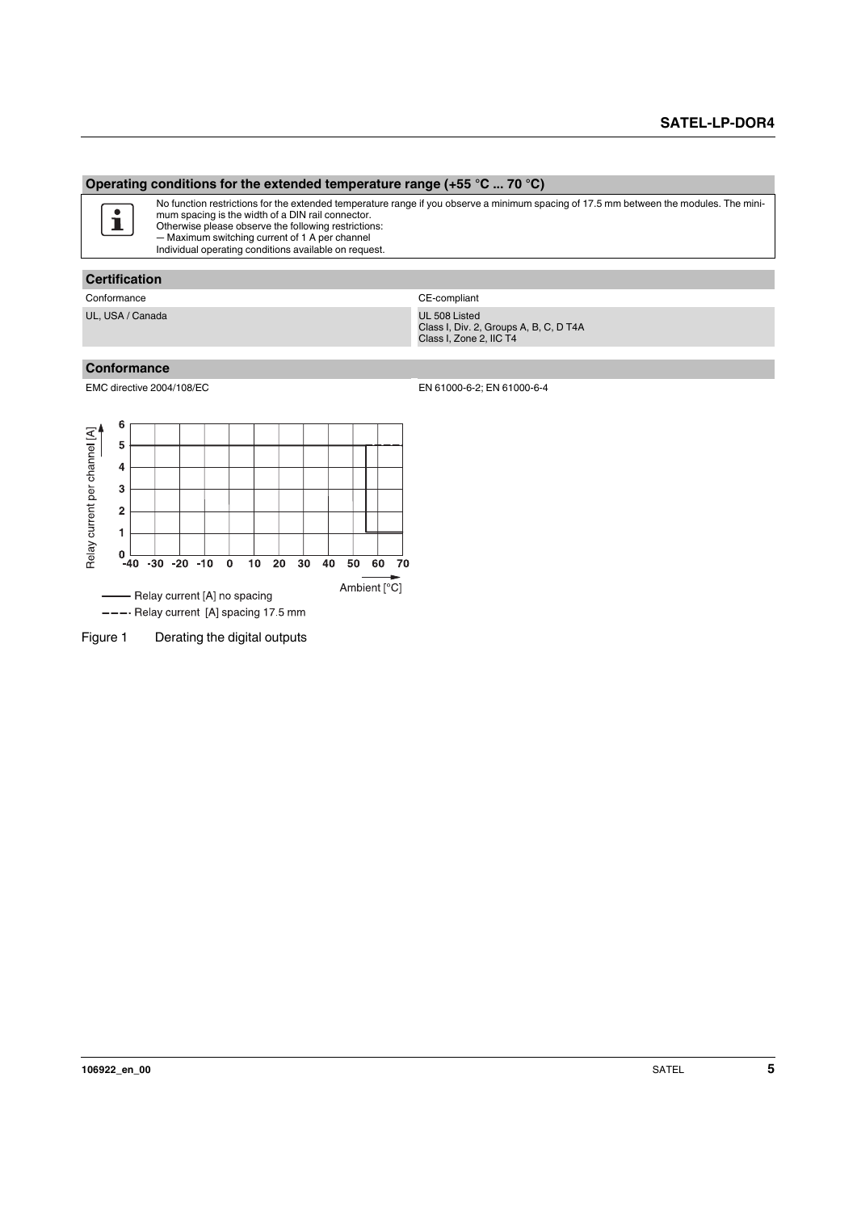## Operating conditions for the extended temperature range (+55 °C ... 70 °C)

No function restrictions for the extended temperature range if you observe a minimum spacing of 17.5 mm between the modules. The minimum spacing is the width of a DIN rail connector.
Otherwise please observe the following restrictions:
— Maximum switching current of 1 A per channel
Individual operating conditions available on request.

## Certification

| | |
|---|---|
| Conformance | CE-compliant |
| UL, USA / Canada | UL 508 Listed<br>Class I, Div. 2, Groups A, B, C, D T4A<br>Class I, Zone 2, IIC T4 |

## Conformance

| | |
|---|---|
| EMC directive 2004/108/EC | EN 61000-6-2; EN 61000-6-4 |

Figure 1 Derating the digital outputs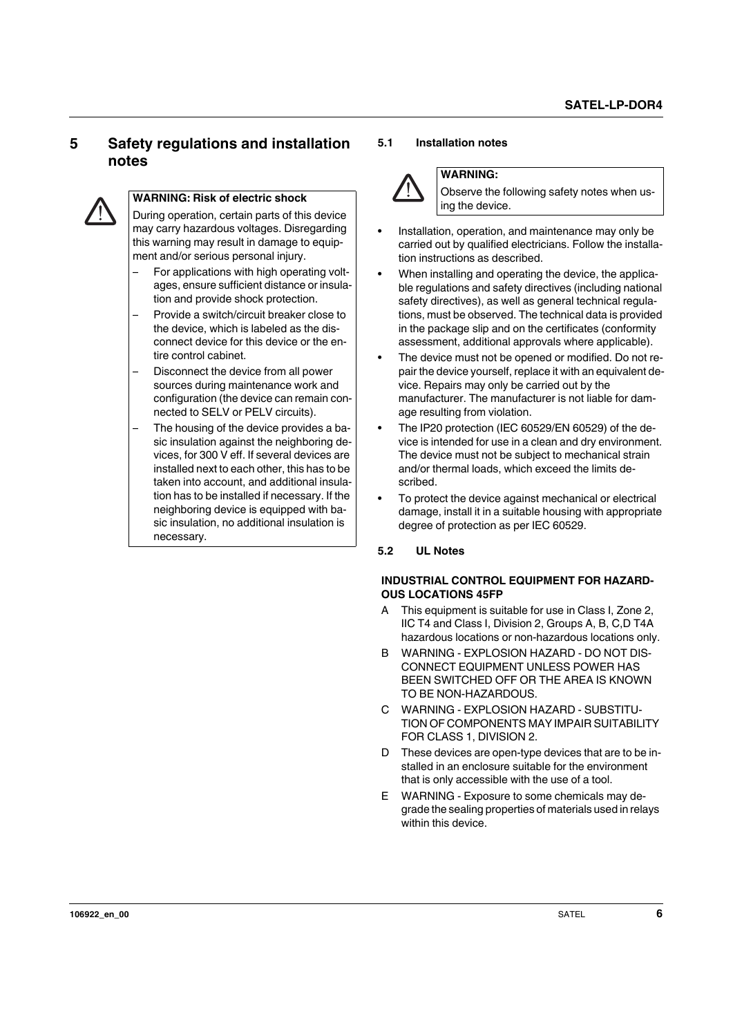## 5 Safety regulations and installation notes

**WARNING: Risk of electric shock**

During operation, certain parts of this device may carry hazardous voltages. Disregarding this warning may result in damage to equipment and/or serious personal injury.

- For applications with high operating voltages, ensure sufficient distance or insulation and provide shock protection.
- Provide a switch/circuit breaker close to the device, which is labeled as the disconnect device for this device or the entire control cabinet.
- Disconnect the device from all power sources during maintenance work and configuration (the device can remain connected to SELV or PELV circuits).
- The housing of the device provides a basic insulation against the neighboring devices, for 300 V eff. If several devices are installed next to each other, this has to be taken into account, and additional insulation has to be installed if necessary. If the neighboring device is equipped with basic insulation, no additional insulation is necessary.

### 5.1 Installation notes

**WARNING:**

Observe the following safety notes when using the device.

- Installation, operation, and maintenance may only be carried out by qualified electricians. Follow the installation instructions as described.
- When installing and operating the device, the applicable regulations and safety directives (including national safety directives), as well as general technical regulations, must be observed. The technical data is provided in the package slip and on the certificates (conformity assessment, additional approvals where applicable).
- The device must not be opened or modified. Do not repair the device yourself, replace it with an equivalent device. Repairs may only be carried out by the manufacturer. The manufacturer is not liable for damage resulting from violation.
- The IP20 protection (IEC 60529/EN 60529) of the device is intended for use in a clean and dry environment. The device must not be subject to mechanical strain and/or thermal loads, which exceed the limits described.
- To protect the device against mechanical or electrical damage, install it in a suitable housing with appropriate degree of protection as per IEC 60529.

### 5.2 UL Notes

**INDUSTRIAL CONTROL EQUIPMENT FOR HAZARDOUS LOCATIONS 45FP**

A This equipment is suitable for use in Class I, Zone 2, IIC T4 and Class I, Division 2, Groups A, B, C,D T4A hazardous locations or non-hazardous locations only.

B WARNING - EXPLOSION HAZARD - DO NOT DISCONNECT EQUIPMENT UNLESS POWER HAS BEEN SWITCHED OFF OR THE AREA IS KNOWN TO BE NON-HAZARDOUS.

C WARNING - EXPLOSION HAZARD - SUBSTITUTION OF COMPONENTS MAY IMPAIR SUITABILITY FOR CLASS 1, DIVISION 2.

D These devices are open-type devices that are to be installed in an enclosure suitable for the environment that is only accessible with the use of a tool.

E WARNING - Exposure to some chemicals may degrade the sealing properties of materials used in relays within this device.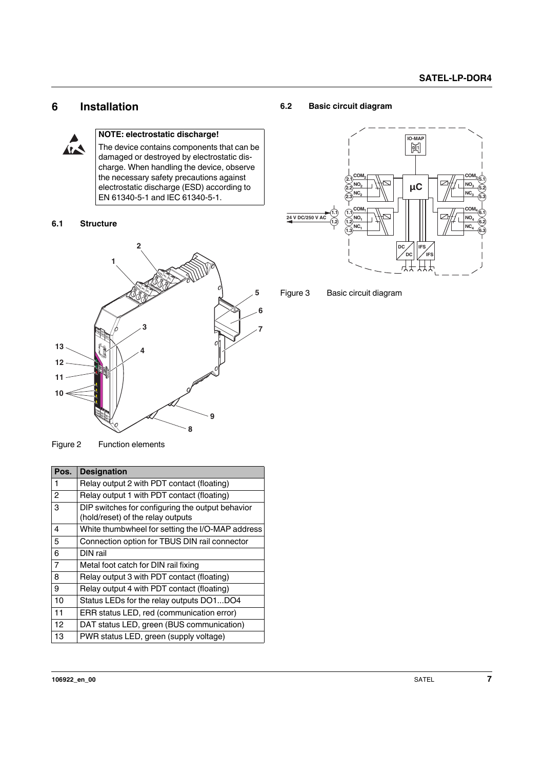# 6 Installation

**NOTE: electrostatic discharge!**

The device contains components that can be damaged or destroyed by electrostatic discharge. When handling the device, observe the necessary safety precautions against electrostatic discharge (ESD) according to EN 61340-5-1 and IEC 61340-5-1.

## 6.1 Structure

Figure 2 Function elements

| Pos. | Designation |
|---|---|
| 1 | Relay output 2 with PDT contact (floating) |
| 2 | Relay output 1 with PDT contact (floating) |
| 3 | DIP switches for configuring the output behavior (hold/reset) of the relay outputs |
| 4 | White thumbwheel for setting the I/O-MAP address |
| 5 | Connection option for TBUS DIN rail connector |
| 6 | DIN rail |
| 7 | Metal foot catch for DIN rail fixing |
| 8 | Relay output 3 with PDT contact (floating) |
| 9 | Relay output 4 with PDT contact (floating) |
| 10 | Status LEDs for the relay outputs DO1...DO4 |
| 11 | ERR status LED, red (communication error) |
| 12 | DAT status LED, green (BUS communication) |
| 13 | PWR status LED, green (supply voltage) |

## 6.2 Basic circuit diagram

Figure 3 Basic circuit diagram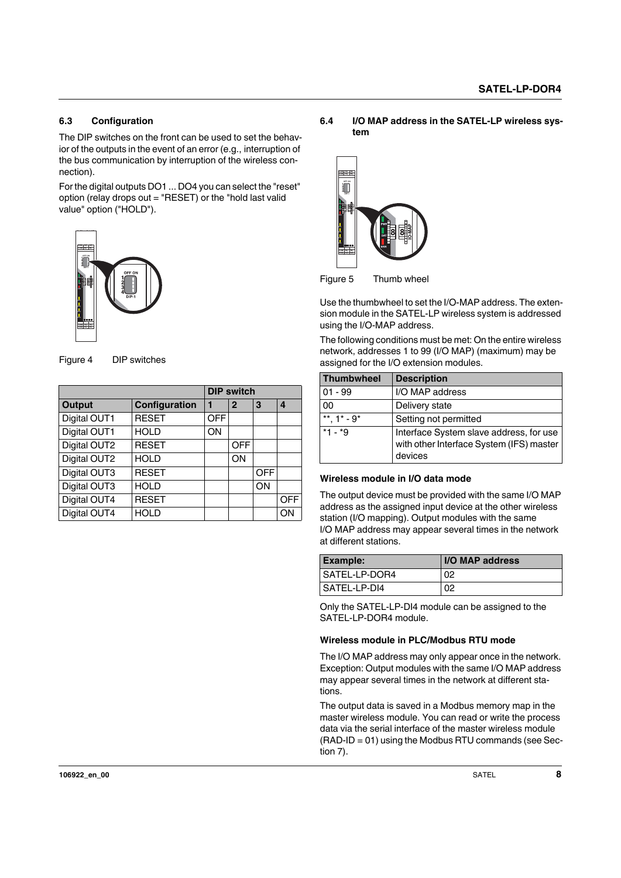## 6.3 Configuration

The DIP switches on the front can be used to set the behavior of the outputs in the event of an error (e.g., interruption of the bus communication by interruption of the wireless connection).

For the digital outputs DO1 ... DO4 you can select the "reset" option (relay drops out = "RESET) or the "hold last valid value" option ("HOLD").

Figure 4 DIP switches

| | | DIP switch | | | |
|---|---|---|---|---|---|
| **Output** | **Configuration** | **1** | **2** | **3** | **4** |
| Digital OUT1 | RESET | OFF | | | |
| Digital OUT1 | HOLD | ON | | | |
| Digital OUT2 | RESET | | OFF | | |
| Digital OUT2 | HOLD | | ON | | |
| Digital OUT3 | RESET | | | OFF | |
| Digital OUT3 | HOLD | | | ON | |
| Digital OUT4 | RESET | | | | OFF |
| Digital OUT4 | HOLD | | | | ON |

## 6.4 I/O MAP address in the SATEL-LP wireless system

Figure 5 Thumb wheel

Use the thumbwheel to set the I/O-MAP address. The extension module in the SATEL-LP wireless system is addressed using the I/O-MAP address.

The following conditions must be met: On the entire wireless network, addresses 1 to 99 (I/O MAP) (maximum) may be assigned for the I/O extension modules.

| Thumbwheel | Description |
|---|---|
| 01 - 99 | I/O MAP address |
| 00 | Delivery state |
| **, 1* - 9* | Setting not permitted |
| *1 - *9 | Interface System slave address, for use with other Interface System (IFS) master devices |

### Wireless module in I/O data mode

The output device must be provided with the same I/O MAP address as the assigned input device at the other wireless station (I/O mapping). Output modules with the same I/O MAP address may appear several times in the network at different stations.

| Example: | I/O MAP address |
|---|---|
| SATEL-LP-DOR4 | 02 |
| SATEL-LP-DI4 | 02 |

Only the SATEL-LP-DI4 module can be assigned to the SATEL-LP-DOR4 module.

### Wireless module in PLC/Modbus RTU mode

The I/O MAP address may only appear once in the network. Exception: Output modules with the same I/O MAP address may appear several times in the network at different stations.

The output data is saved in a Modbus memory map in the master wireless module. You can read or write the process data via the serial interface of the master wireless module (RAD-ID = 01) using the Modbus RTU commands (see Section 7).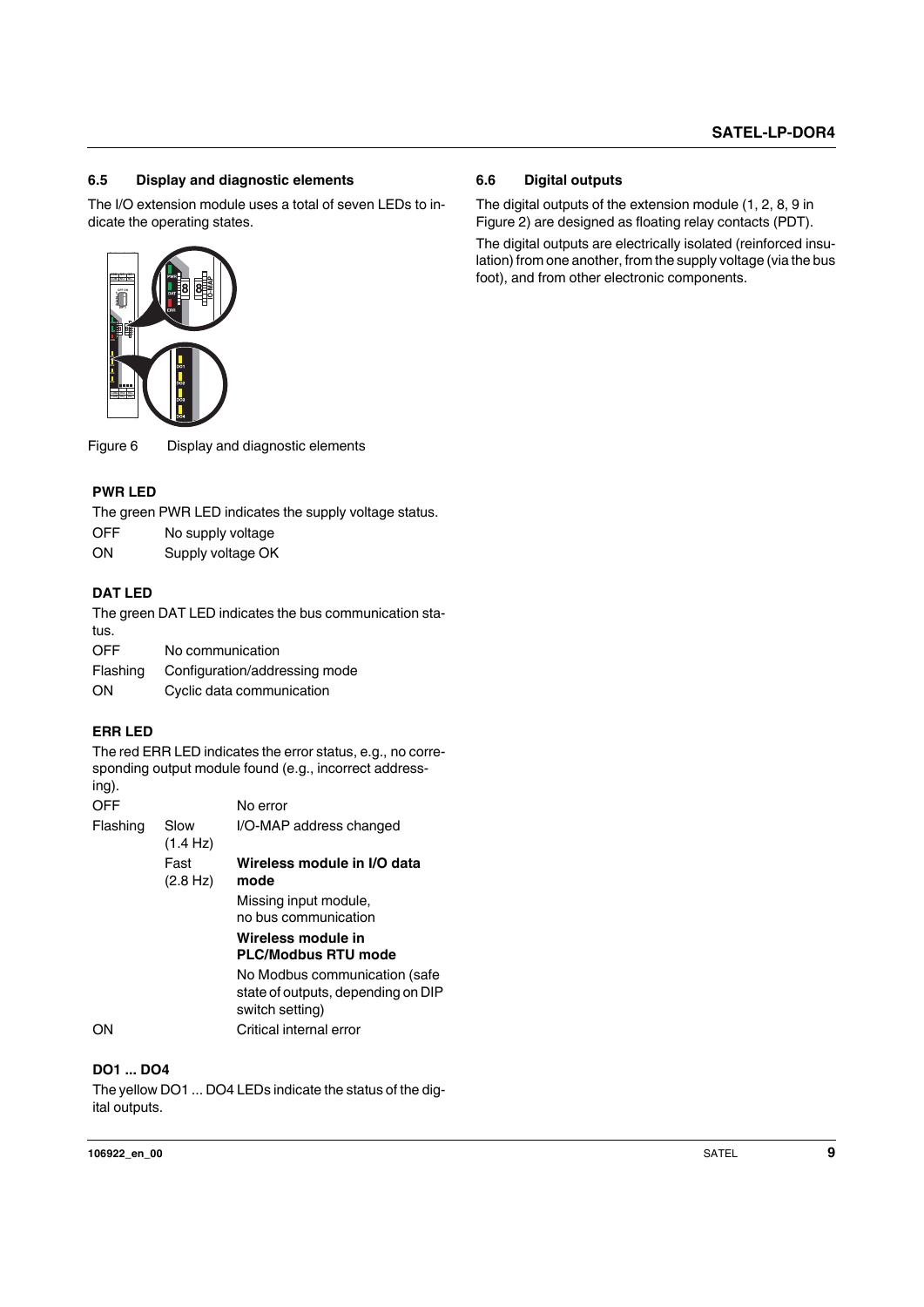### 6.5 Display and diagnostic elements

The I/O extension module uses a total of seven LEDs to indicate the operating states.

Figure 6 Display and diagnostic elements

**PWR LED**

The green PWR LED indicates the supply voltage status.

| | |
|---|---|
| OFF | No supply voltage |
| ON | Supply voltage OK |

**DAT LED**

The green DAT LED indicates the bus communication status.

| | |
|---|---|
| OFF | No communication |
| Flashing | Configuration/addressing mode |
| ON | Cyclic data communication |

**ERR LED**

The red ERR LED indicates the error status, e.g., no corresponding output module found (e.g., incorrect addressing).

| | | |
|---|---|---|
| OFF | | No error |
| Flashing | Slow (1.4 Hz) | I/O-MAP address changed |
| | Fast (2.8 Hz) | **Wireless module in I/O data mode** |
| | | Missing input module, no bus communication |
| | | **Wireless module in PLC/Modbus RTU mode** |
| | | No Modbus communication (safe state of outputs, depending on DIP switch setting) |
| ON | | Critical internal error |

**DO1 ... DO4**

The yellow DO1 ... DO4 LEDs indicate the status of the digital outputs.

### 6.6 Digital outputs

The digital outputs of the extension module (1, 2, 8, 9 in Figure 2) are designed as floating relay contacts (PDT).

The digital outputs are electrically isolated (reinforced insulation) from one another, from the supply voltage (via the bus foot), and from other electronic components.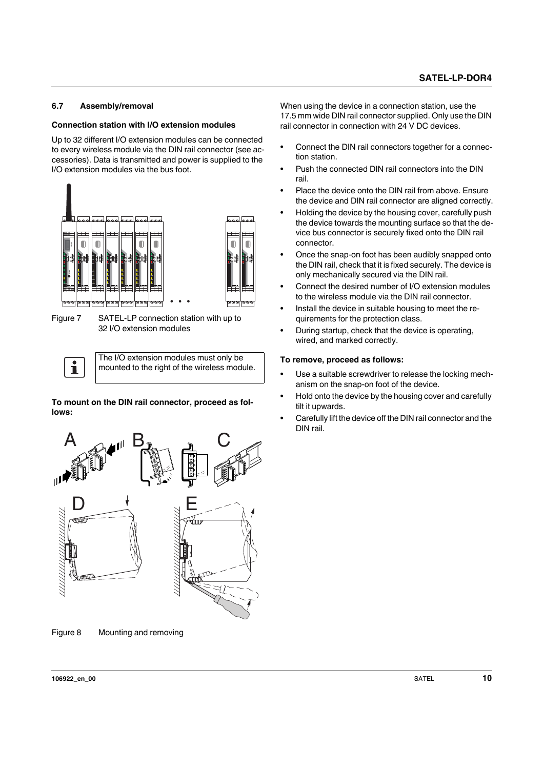## 6.7 Assembly/removal

**Connection station with I/O extension modules**

Up to 32 different I/O extension modules can be connected to every wireless module via the DIN rail connector (see accessories). Data is transmitted and power is supplied to the I/O extension modules via the bus foot.

Figure 7 SATEL-LP connection station with up to 32 I/O extension modules

The I/O extension modules must only be mounted to the right of the wireless module.

**To mount on the DIN rail connector, proceed as follows:**

Figure 8 Mounting and removing

When using the device in a connection station, use the 17.5 mm wide DIN rail connector supplied. Only use the DIN rail connector in connection with 24 V DC devices.

- Connect the DIN rail connectors together for a connection station.
- Push the connected DIN rail connectors into the DIN rail.
- Place the device onto the DIN rail from above. Ensure the device and DIN rail connector are aligned correctly.
- Holding the device by the housing cover, carefully push the device towards the mounting surface so that the device bus connector is securely fixed onto the DIN rail connector.
- Once the snap-on foot has been audibly snapped onto the DIN rail, check that it is fixed securely. The device is only mechanically secured via the DIN rail.
- Connect the desired number of I/O extension modules to the wireless module via the DIN rail connector.
- Install the device in suitable housing to meet the requirements for the protection class.
- During startup, check that the device is operating, wired, and marked correctly.

**To remove, proceed as follows:**

- Use a suitable screwdriver to release the locking mechanism on the snap-on foot of the device.
- Hold onto the device by the housing cover and carefully tilt it upwards.
- Carefully lift the device off the DIN rail connector and the DIN rail.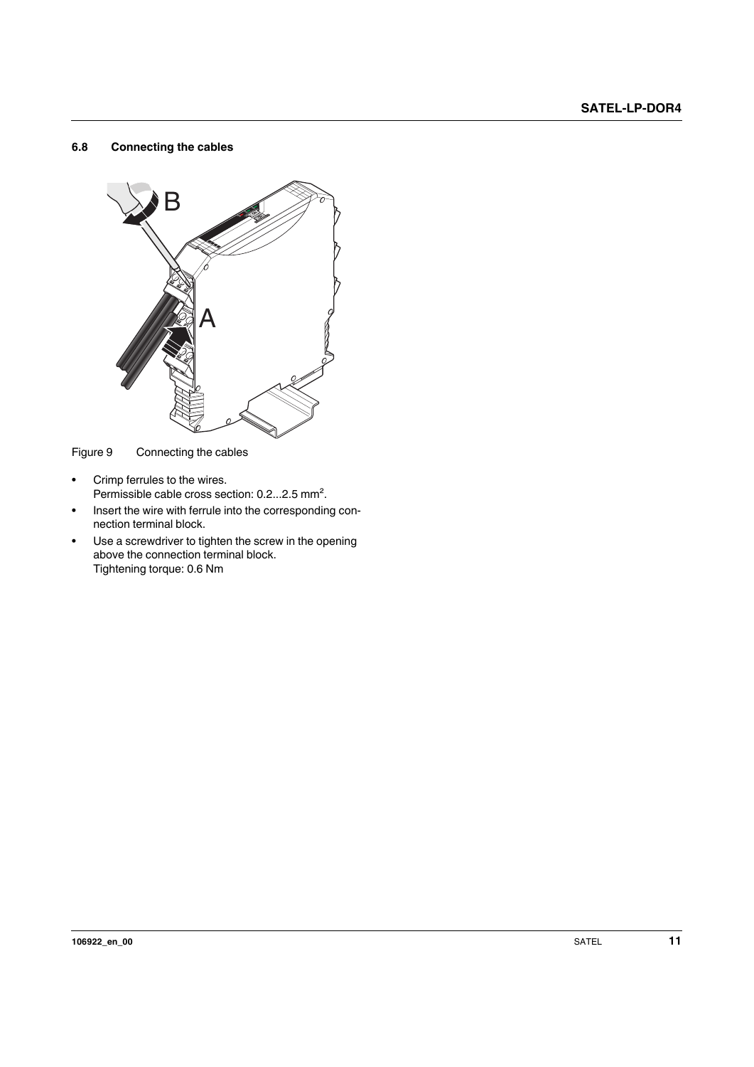### 6.8 Connecting the cables

Figure 9 Connecting the cables

- Crimp ferrules to the wires.
  Permissible cable cross section: 0.2...2.5 mm².
- Insert the wire with ferrule into the corresponding connection terminal block.
- Use a screwdriver to tighten the screw in the opening above the connection terminal block.
  Tightening torque: 0.6 Nm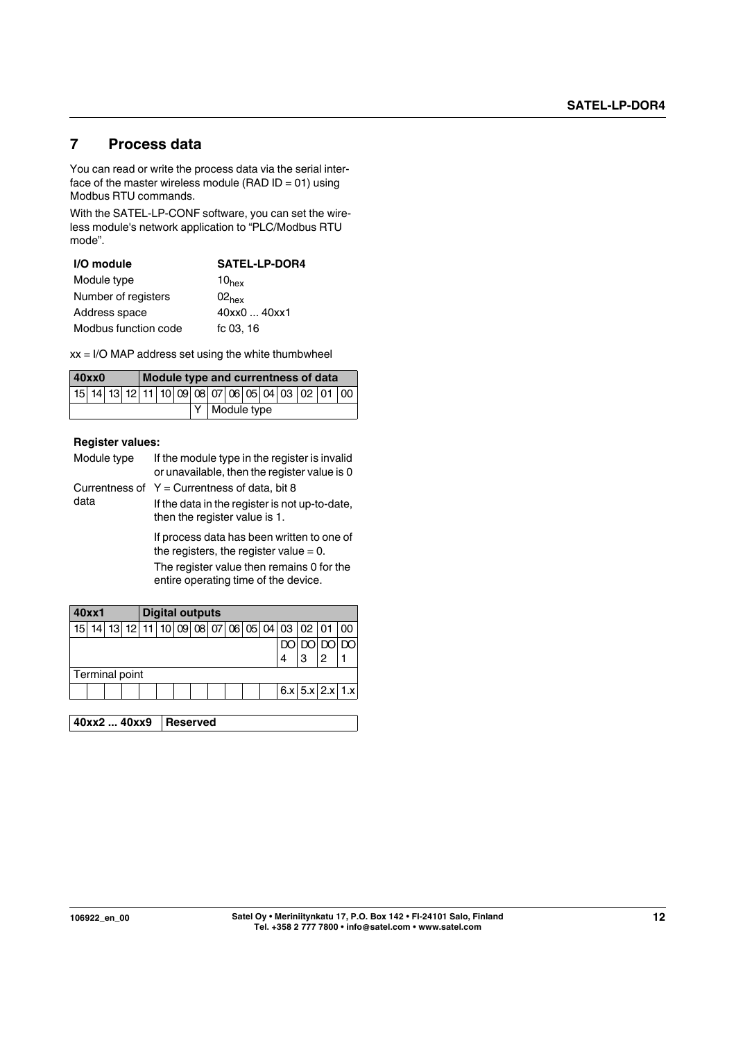# 7 Process data

You can read or write the process data via the serial interface of the master wireless module (RAD ID = 01) using Modbus RTU commands.

With the SATEL-LP-CONF software, you can set the wireless module's network application to “PLC/Modbus RTU mode”.

| I/O module | SATEL-LP-DOR4 |
|---|---|
| Module type | $10_{hex}$ |
| Number of registers | $02_{hex}$ |
| Address space | 40xx0 ... 40xx1 |
| Modbus function code | fc 03, 16 |

xx = I/O MAP address set using the white thumbwheel

| 40xx0 | | | | Module type and currentness of data | | | | | | | | | | | |
|---|---|---|---|---|---|---|---|---|---|---|---|---|---|---|---|
| 15 | 14 | 13 | 12 | 11 | 10 | 09 | 08 | 07 | 06 | 05 | 04 | 03 | 02 | 01 | 00 |
| | | | | | | | Y | Module type | | | | | | | |

**Register values:**

| | |
|---|---|
| Module type | If the module type in the register is invalid or unavailable, then the register value is 0 |
| Currentness of data | Y = Currentness of data, bit 8<br>If the data in the register is not up-to-date, then the register value is 1.<br>If process data has been written to one of the registers, the register value = 0.<br>The register value then remains 0 for the entire operating time of the device. |

| 40xx1 | | | | Digital outputs | | | | | | | | | | | |
|---|---|---|---|---|---|---|---|---|---|---|---|---|---|---|---|
| 15 | 14 | 13 | 12 | 11 | 10 | 09 | 08 | 07 | 06 | 05 | 04 | 03 | 02 | 01 | 00 |
| | | | | | | | | | | | | DO 4 | DO 3 | DO 2 | DO 1 |
| Terminal point | | | | | | | | | | | | | | | |
| | | | | | | | | | | | | 6.x | 5.x | 2.x | 1.x |

| 40xx2 ... 40xx9 | Reserved |
|---|---|